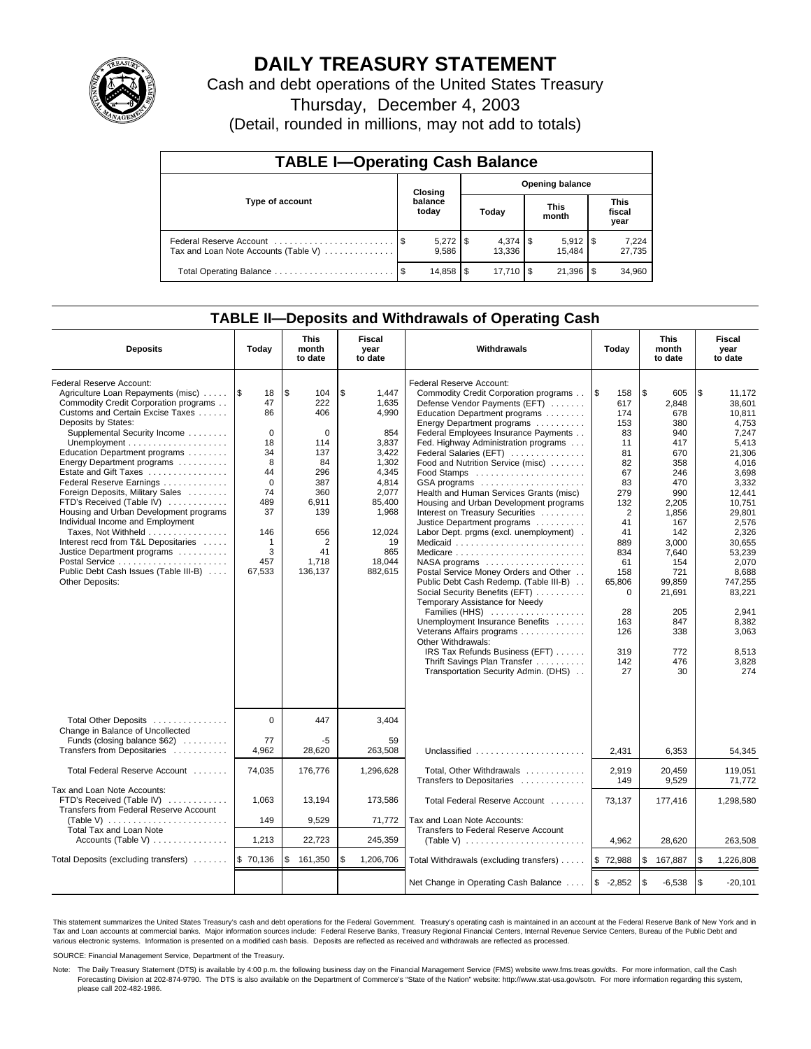# DAILY TREASURY STATEMENT

Cash and debt operations of the United States Treasury

Thursday, December 4, 2003

(Detail, rounded in millions, may not add to totals)

## TABLE I—Operating Cash Balance

| Type of account | Closing balance today | Opening balance Today | Opening balance This month | Opening balance This fiscal year |
|---|---|---|---|---|
| Federal Reserve Account | $ 5,272 | $ 4,374 | $ 5,912 | $ 7,224 |
| Tax and Loan Note Accounts (Table V) | 9,586 | 13,336 | 15,484 | 27,735 |
| Total Operating Balance | $ 14,858 | $ 17,710 | $ 21,396 | $ 34,960 |

## TABLE II—Deposits and Withdrawals of Operating Cash

| Deposits | Today | This month to date | Fiscal year to date | Withdrawals | Today | This month to date | Fiscal year to date |
|---|---|---|---|---|---|---|---|
| Federal Reserve Account: | | | | Federal Reserve Account: | | | |
| Agriculture Loan Repayments (misc) | $ 18 | $ 104 | $ 1,447 | Commodity Credit Corporation programs | $ 158 | $ 605 | $ 11,172 |
| Commodity Credit Corporation programs | 47 | 222 | 1,635 | Defense Vendor Payments (EFT) | 617 | 2,848 | 38,601 |
| Customs and Certain Excise Taxes | 86 | 406 | 4,990 | Education Department programs | 174 | 678 | 10,811 |
| Deposits by States: | | | | Energy Department programs | 153 | 380 | 4,753 |
| Supplemental Security Income | 0 | 0 | 854 | Federal Employees Insurance Payments | 83 | 940 | 7,247 |
| Unemployment | 18 | 114 | 3,837 | Fed. Highway Administration programs | 11 | 417 | 5,413 |
| Education Department programs | 34 | 137 | 3,422 | Federal Salaries (EFT) | 81 | 670 | 21,306 |
| Energy Department programs | 8 | 84 | 1,302 | Food and Nutrition Service (misc) | 82 | 358 | 4,016 |
| Estate and Gift Taxes | 44 | 296 | 4,345 | Food Stamps | 67 | 246 | 3,698 |
| Federal Reserve Earnings | 0 | 387 | 4,814 | GSA programs | 83 | 470 | 3,332 |
| Foreign Deposits, Military Sales | 74 | 360 | 2,077 | Health and Human Services Grants (misc) | 279 | 990 | 12,441 |
| FTD's Received (Table IV) | 489 | 6,911 | 85,400 | Housing and Urban Development programs | 132 | 2,205 | 10,751 |
| Housing and Urban Development programs | 37 | 139 | 1,968 | Interest on Treasury Securities | 2 | 1,856 | 29,801 |
| Individual Income and Employment | | | | Justice Department programs | 41 | 167 | 2,576 |
| Taxes, Not Withheld | 146 | 656 | 12,024 | Labor Dept. prgms (excl. unemployment) | 41 | 142 | 2,326 |
| Interest recd from T&L Depositaries | 1 | 2 | 19 | Medicaid | 889 | 3,000 | 30,655 |
| Justice Department programs | 3 | 41 | 865 | Medicare | 834 | 7,640 | 53,239 |
| Postal Service | 457 | 1,718 | 18,044 | NASA programs | 61 | 154 | 2,070 |
| Public Debt Cash Issues (Table III-B) | 67,533 | 136,137 | 882,615 | Postal Service Money Orders and Other | 158 | 721 | 8,688 |
| Other Deposits: | | | | Public Debt Cash Redemp. (Table III-B) | 65,806 | 99,859 | 747,255 |
| | | | | Social Security Benefits (EFT) | 0 | 21,691 | 83,221 |
| | | | | Temporary Assistance for Needy Families (HHS) | 28 | 205 | 2,941 |
| | | | | Unemployment Insurance Benefits | 163 | 847 | 8,382 |
| | | | | Veterans Affairs programs | 126 | 338 | 3,063 |
| | | | | Other Withdrawals: | | | |
| | | | | IRS Tax Refunds Business (EFT) | 319 | 772 | 8,513 |
| | | | | Thrift Savings Plan Transfer | 142 | 476 | 3,828 |
| | | | | Transportation Security Admin. (DHS) | 27 | 30 | 274 |
| Total Other Deposits | 0 | 447 | 3,404 | | | | |
| Change in Balance of Uncollected Funds (closing balance $62) | 77 | -5 | 59 | | | | |
| Transfers from Depositaries | 4,962 | 28,620 | 263,508 | Unclassified | 2,431 | 6,353 | 54,345 |
| Total Federal Reserve Account | 74,035 | 176,776 | 1,296,628 | Total, Other Withdrawals | 2,919 | 20,459 | 119,051 |
| | | | | Transfers to Depositaries | 149 | 9,529 | 71,772 |
| Tax and Loan Note Accounts: | | | | | | | |
| FTD's Received (Table IV) | 1,063 | 13,194 | 173,586 | Total Federal Reserve Account | 73,137 | 177,416 | 1,298,580 |
| Transfers from Federal Reserve Account (Table V) | 149 | 9,529 | 71,772 | Tax and Loan Note Accounts: | | | |
| Total Tax and Loan Note Accounts (Table V) | 1,213 | 22,723 | 245,359 | Transfers to Federal Reserve Account (Table V) | 4,962 | 28,620 | 263,508 |
| Total Deposits (excluding transfers) | $ 70,136 | $ 161,350 | $ 1,206,706 | Total Withdrawals (excluding transfers) | $ 72,988 | $ 167,887 | $ 1,226,808 |
| | | | | Net Change in Operating Cash Balance | $ -2,852 | $ -6,538 | $ -20,101 |

This statement summarizes the United States Treasury's cash and debt operations for the Federal Government. Treasury's operating cash is maintained in an account at the Federal Reserve Bank of New York and in Tax and Loan accounts at commercial banks. Major information sources include: Federal Reserve Banks, Treasury Regional Financial Centers, Internal Revenue Service Centers, Bureau of the Public Debt and various electronic systems. Information is presented on a modified cash basis. Deposits are reflected as received and withdrawals are reflected as processed.

SOURCE: Financial Management Service, Department of the Treasury.

Note: The Daily Treasury Statement (DTS) is available by 4:00 p.m. the following business day on the Financial Management Service (FMS) website www.fms.treas.gov/dts. For more information, call the Cash Forecasting Division at 202-874-9790. The DTS is also available on the Department of Commerce's "State of the Nation" website: http://www.stat-usa.gov/sotn. For more information regarding this system, please call 202-482-1986.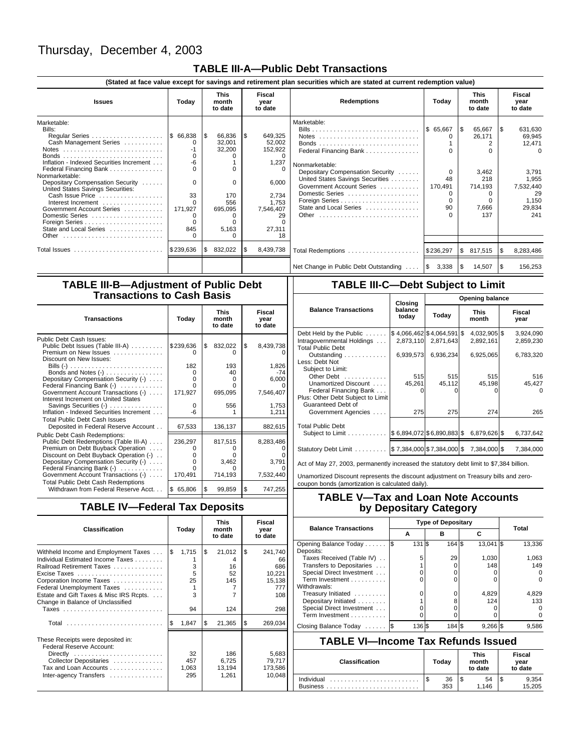# Thursday, December 4, 2003

## TABLE III-A—Public Debt Transactions

(Stated at face value except for savings and retirement plan securities which are stated at current redemption value)

| Issues | Today | This month to date | Fiscal year to date |
|---|---|---|---|
| Marketable: | | | |
| Bills: | | | |
| Regular Series | $ 66,838 | $ 66,836 | $ 649,325 |
| Cash Management Series | 0 | 32,001 | 52,002 |
| Notes | -1 | 32,200 | 152,922 |
| Bonds | 0 | 0 | 0 |
| Inflation - Indexed Securities Increment | -6 | 1 | 1,237 |
| Federal Financing Bank | 0 | 0 | 0 |
| Nonmarketable: | | | |
| Depositary Compensation Security | 0 | 0 | 6,000 |
| United States Savings Securities: | | | |
| Cash Issue Price | 33 | 170 | 2,734 |
| Interest Increment | 0 | 556 | 1,753 |
| Government Account Series | 171,927 | 695,095 | 7,546,407 |
| Domestic Series | 0 | 0 | 29 |
| Foreign Series | 0 | 0 | 0 |
| State and Local Series | 845 | 5,163 | 27,311 |
| Other | 0 | 0 | 18 |
| Total Issues | $239,636 | $ 832,022 | $ 8,439,738 |

| Redemptions | Today | This month to date | Fiscal year to date |
|---|---|---|---|
| Marketable: | | | |
| Bills | $ 65,667 | $ 65,667 | $ 631,630 |
| Notes | 0 | 26,171 | 69,945 |
| Bonds | 1 | 2 | 12,471 |
| Federal Financing Bank | 0 | 0 | 0 |
| Nonmarketable: | | | |
| Depositary Compensation Security | 0 | 3,462 | 3,791 |
| United States Savings Securities | 48 | 218 | 1,955 |
| Government Account Series | 170,491 | 714,193 | 7,532,440 |
| Domestic Series | 0 | 0 | 29 |
| Foreign Series | 0 | 0 | 1,150 |
| State and Local Series | 90 | 7,666 | 29,834 |
| Other | 0 | 137 | 241 |
| Total Redemptions | $236,297 | $ 817,515 | $ 8,283,486 |
| Net Change in Public Debt Outstanding | $ 3,338 | $ 14,507 | $ 156,253 |

## TABLE III-B—Adjustment of Public Debt Transactions to Cash Basis

| Transactions | Today | This month to date | Fiscal year to date |
|---|---|---|---|
| Public Debt Cash Issues: | | | |
| Public Debt Issues (Table III-A) | $239,636 | $ 832,022 | $ 8,439,738 |
| Premium on New Issues | 0 | 0 | 0 |
| Discount on New Issues: | | | |
| Bills (-) | 182 | 193 | 1,826 |
| Bonds and Notes (-) | 0 | 40 | -74 |
| Depositary Compensation Security (-) | 0 | 0 | 6,000 |
| Federal Financing Bank (-) | 0 | 0 | 0 |
| Government Account Transactions (-) | 171,927 | 695,095 | 7,546,407 |
| Interest Increment on United States Savings Securities (-) | 0 | 556 | 1,753 |
| Inflation - Indexed Securities Increment | -6 | 1 | 1,211 |
| Total Public Debt Cash Issues Deposited in Federal Reserve Account | 67,533 | 136,137 | 882,615 |
| Public Debt Cash Redemptions: | | | |
| Public Debt Redemptions (Table III-A) | 236,297 | 817,515 | 8,283,486 |
| Premium on Debt Buyback Operation | 0 | 0 | 0 |
| Discount on Debt Buyback Operation (-) | 0 | 0 | 0 |
| Depositary Compensation Security (-) | 0 | 3,462 | 3,791 |
| Federal Financing Bank (-) | 0 | 0 | 0 |
| Government Account Transactions (-) | 170,491 | 714,193 | 7,532,440 |
| Total Public Debt Cash Redemptions Withdrawn from Federal Reserve Acct. | $ 65,806 | $ 99,859 | $ 747,255 |

## TABLE III-C—Debt Subject to Limit

| Balance Transactions | Closing balance today | Opening balance Today | Opening balance This month | Opening balance Fiscal year |
|---|---|---|---|---|
| Debt Held by the Public | $ 4,066,462 | $ 4,064,591 | $ 4,032,905 | $ 3,924,090 |
| Intragovernmental Holdings | 2,873,110 | 2,871,643 | 2,892,161 | 2,859,230 |
| Total Public Debt Outstanding | 6,939,573 | 6,936,234 | 6,925,065 | 6,783,320 |
| Less: Debt Not Subject to Limit: | | | | |
| Other Debt | 515 | 515 | 515 | 516 |
| Unamortized Discount | 45,261 | 45,112 | 45,198 | 45,427 |
| Federal Financing Bank | 0 | 0 | 0 | 0 |
| Plus: Other Debt Subject to Limit Guaranteed Debt of Government Agencies | 275 | 275 | 274 | 265 |
| Total Public Debt Subject to Limit | $ 6,894,072 | $ 6,890,883 | $ 6,879,626 | $ 6,737,642 |
| Statutory Debt Limit | $ 7,384,000 | $ 7,384,000 | $ 7,384,000 | $ 7,384,000 |

Act of May 27, 2003, permanently increased the statutory debt limit to $7,384 billion.

Unamortized Discount represents the discount adjustment on Treasury bills and zero-coupon bonds (amortization is calculated daily).

## TABLE IV—Federal Tax Deposits

| Classification | Today | This month to date | Fiscal year to date |
|---|---|---|---|
| Withheld Income and Employment Taxes | $ 1,715 | $ 21,012 | $ 241,740 |
| Individual Estimated Income Taxes | 1 | 4 | 66 |
| Railroad Retirement Taxes | 3 | 16 | 686 |
| Excise Taxes | 5 | 52 | 10,221 |
| Corporation Income Taxes | 25 | 145 | 15,138 |
| Federal Unemployment Taxes | 1 | 7 | 777 |
| Estate and Gift Taxes & Misc IRS Rcpts. | 3 | 7 | 108 |
| Change in Balance of Unclassified Taxes | 94 | 124 | 298 |
| Total | $ 1,847 | $ 21,365 | $ 269,034 |
| These Receipts were deposited in: | | | |
| Federal Reserve Account: | | | |
| Directly | 32 | 186 | 5,683 |
| Collector Depositaries | 457 | 6,725 | 79,717 |
| Tax and Loan Accounts | 1,063 | 13,194 | 173,586 |
| Inter-agency Transfers | 295 | 1,261 | 10,048 |

## TABLE V—Tax and Loan Note Accounts by Depositary Category

| Balance Transactions | Type of Depositary A | B | C | Total |
|---|---|---|---|---|
| Opening Balance Today | $ 131 | $ 164 | $ 13,041 | $ 13,336 |
| Deposits: | | | | |
| Taxes Received (Table IV) | 5 | 29 | 1,030 | 1,063 |
| Transfers to Depositaries | 1 | 0 | 148 | 149 |
| Special Direct Investment | 0 | 0 | 0 | 0 |
| Term Investment | 0 | 0 | 0 | 0 |
| Withdrawals: | | | | |
| Treasury Initiated | 0 | 0 | 4,829 | 4,829 |
| Depositary Initiated | 1 | 8 | 124 | 133 |
| Special Direct Investment | 0 | 0 | 0 | 0 |
| Term Investment | 0 | 0 | 0 | 0 |
| Closing Balance Today | $ 136 | $ 184 | $ 9,266 | $ 9,586 |

## TABLE VI—Income Tax Refunds Issued

| Classification | Today | This month to date | Fiscal year to date |
|---|---|---|---|
| Individual | $ 36 | $ 54 | $ 9,354 |
| Business | 353 | 1,146 | 15,205 |